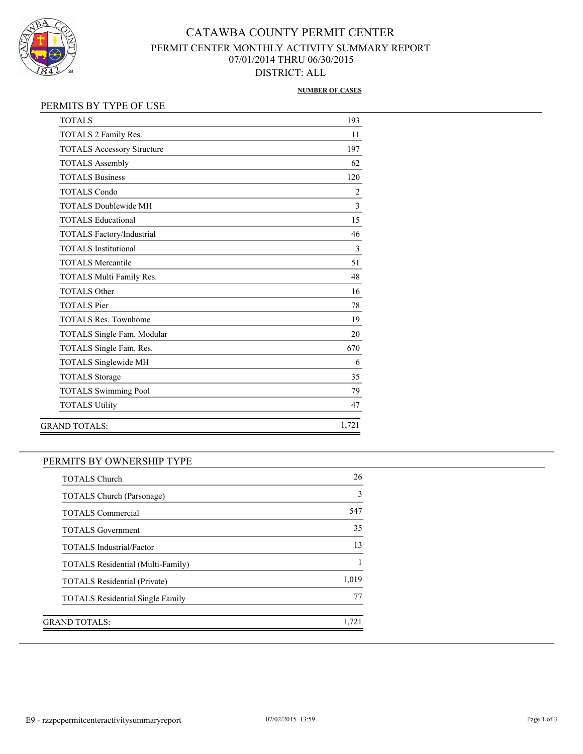# CATAWBA COUNTY PERMIT CENTER

## PERMIT CENTER MONTHLY ACTIVITY SUMMARY REPORT

07/01/2014 THRU 06/30/2015

DISTRICT: ALL

### PERMITS BY TYPE OF USE

| | NUMBER OF CASES |
|---|---|
| TOTALS | 193 |
| TOTALS 2 Family Res. | 11 |
| TOTALS Accessory Structure | 197 |
| TOTALS Assembly | 62 |
| TOTALS Business | 120 |
| TOTALS Condo | 2 |
| TOTALS Doublewide MH | 3 |
| TOTALS Educational | 15 |
| TOTALS Factory/Industrial | 46 |
| TOTALS Institutional | 3 |
| TOTALS Mercantile | 51 |
| TOTALS Multi Family Res. | 48 |
| TOTALS Other | 16 |
| TOTALS Pier | 78 |
| TOTALS Res. Townhome | 19 |
| TOTALS Single Fam. Modular | 20 |
| TOTALS Single Fam. Res. | 670 |
| TOTALS Singlewide MH | 6 |
| TOTALS Storage | 35 |
| TOTALS Swimming Pool | 79 |
| TOTALS Utility | 47 |
| GRAND TOTALS: | 1,721 |

### PERMITS BY OWNERSHIP TYPE

| | NUMBER OF CASES |
|---|---|
| TOTALS Church | 26 |
| TOTALS Church (Parsonage) | 3 |
| TOTALS Commercial | 547 |
| TOTALS Government | 35 |
| TOTALS Industrial/Factor | 13 |
| TOTALS Residential (Multi-Family) | 1 |
| TOTALS Residential (Private) | 1,019 |
| TOTALS Residential Single Family | 77 |
| GRAND TOTALS: | 1,721 |

E9 - rzzpcpermitcenteractivitysummaryreport 07/02/2015 13:59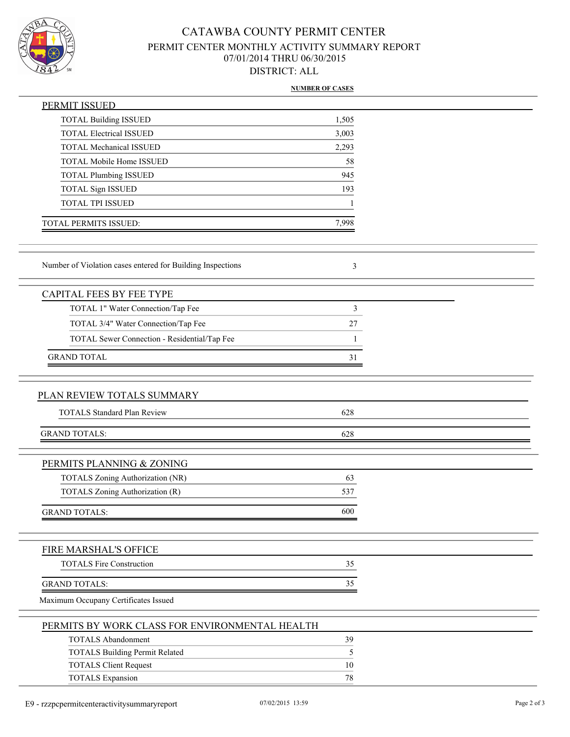# CATAWBA COUNTY PERMIT CENTER

## PERMIT CENTER MONTHLY ACTIVITY SUMMARY REPORT

07/01/2014 THRU 06/30/2015

DISTRICT: ALL

### PERMIT ISSUED

| | NUMBER OF CASES |
|---|---|
| TOTAL Building ISSUED | 1,505 |
| TOTAL Electrical ISSUED | 3,003 |
| TOTAL Mechanical ISSUED | 2,293 |
| TOTAL Mobile Home ISSUED | 58 |
| TOTAL Plumbing ISSUED | 945 |
| TOTAL Sign ISSUED | 193 |
| TOTAL TPI ISSUED | 1 |
| TOTAL PERMITS ISSUED: | 7,998 |

| | |
|---|---|
| Number of Violation cases entered for Building Inspections | 3 |

### CAPITAL FEES BY FEE TYPE

| | |
|---|---|
| TOTAL 1" Water Connection/Tap Fee | 3 |
| TOTAL 3/4" Water Connection/Tap Fee | 27 |
| TOTAL Sewer Connection - Residential/Tap Fee | 1 |
| GRAND TOTAL | 31 |

### PLAN REVIEW TOTALS SUMMARY

| | |
|---|---|
| TOTALS Standard Plan Review | 628 |
| GRAND TOTALS: | 628 |

### PERMITS PLANNING & ZONING

| | |
|---|---|
| TOTALS Zoning Authorization (NR) | 63 |
| TOTALS Zoning Authorization (R) | 537 |
| GRAND TOTALS: | 600 |

### FIRE MARSHAL'S OFFICE

| | |
|---|---|
| TOTALS Fire Construction | 35 |
| GRAND TOTALS: | 35 |

Maximum Occupancy Certificates Issued

### PERMITS BY WORK CLASS FOR ENVIRONMENTAL HEALTH

| | |
|---|---|
| TOTALS Abandonment | 39 |
| TOTALS Building Permit Related | 5 |
| TOTALS Client Request | 10 |
| TOTALS Expansion | 78 |

E9 - rzzpcpermitcenteractivitysummaryreport 07/02/2015 13:59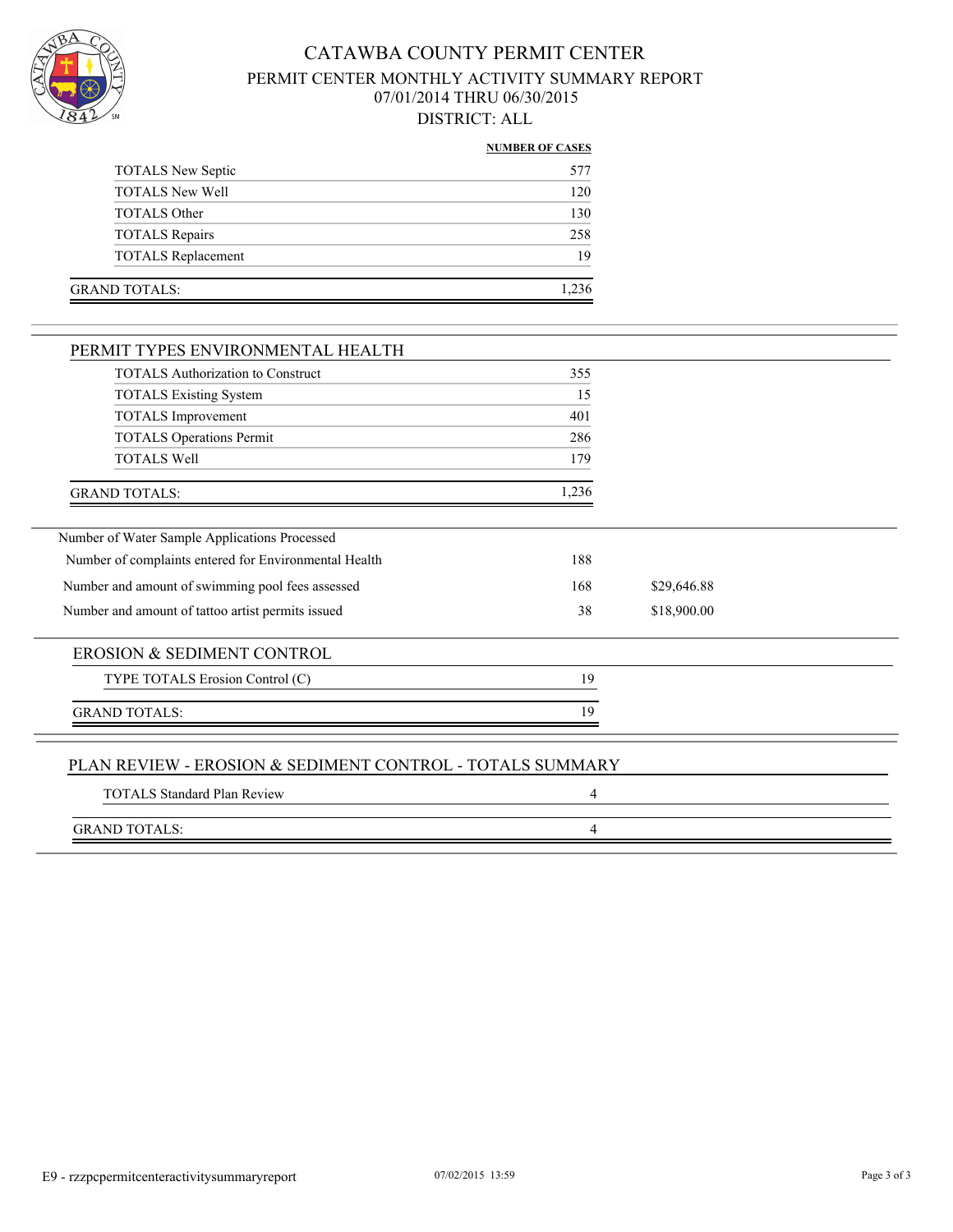# CATAWBA COUNTY PERMIT CENTER

## PERMIT CENTER MONTHLY ACTIVITY SUMMARY REPORT

07/01/2014 THRU 06/30/2015

DISTRICT: ALL

| | NUMBER OF CASES |
|---|---|
| TOTALS New Septic | 577 |
| TOTALS New Well | 120 |
| TOTALS Other | 130 |
| TOTALS Repairs | 258 |
| TOTALS Replacement | 19 |
| GRAND TOTALS: | 1,236 |

## PERMIT TYPES ENVIRONMENTAL HEALTH

| | |
|---|---|
| TOTALS Authorization to Construct | 355 |
| TOTALS Existing System | 15 |
| TOTALS Improvement | 401 |
| TOTALS Operations Permit | 286 |
| TOTALS Well | 179 |
| GRAND TOTALS: | 1,236 |

| | | |
|---|---|---|
| Number of Water Sample Applications Processed | | |
| Number of complaints entered for Environmental Health | 188 | |
| Number and amount of swimming pool fees assessed | 168 | $29,646.88 |
| Number and amount of tattoo artist permits issued | 38 | $18,900.00 |

## EROSION & SEDIMENT CONTROL

| | |
|---|---|
| TYPE TOTALS Erosion Control (C) | 19 |
| GRAND TOTALS: | 19 |

## PLAN REVIEW - EROSION & SEDIMENT CONTROL - TOTALS SUMMARY

| | |
|---|---|
| TOTALS Standard Plan Review | 4 |
| GRAND TOTALS: | 4 |

E9 - rzzpcpermitcenteractivitysummaryreport 07/02/2015 13:59